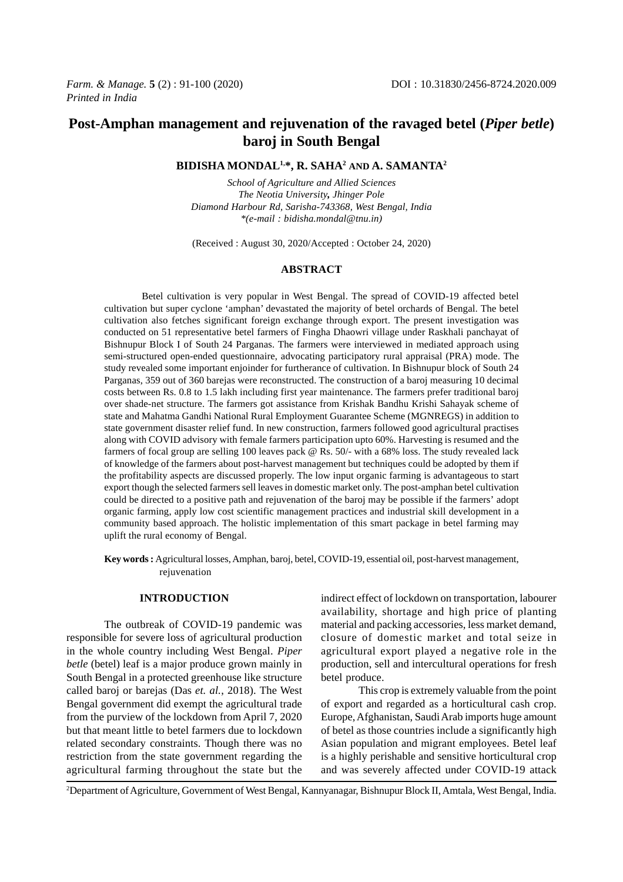# Post-Amphan management and rejuvenation of the ravaged betel (*Piper betle*) baroj in South Bengal

**BIDISHA MONDAL[1,*], R. SAHA[2] AND A. SAMANTA[2]**

*School of Agriculture and Allied Sciences*
*The Neotia University, Jhinger Pole*
*Diamond Harbour Rd, Sarisha-743368, West Bengal, India*
*\*(e-mail : bidisha.mondal@tnu.in)*

(Received : August 30, 2020/Accepted : October 24, 2020)

## ABSTRACT

Betel cultivation is very popular in West Bengal. The spread of COVID-19 affected betel cultivation but super cyclone 'amphan' devastated the majority of betel orchards of Bengal. The betel cultivation also fetches significant foreign exchange through export. The present investigation was conducted on 51 representative betel farmers of Fingha Dhaowri village under Raskhali panchayat of Bishnupur Block I of South 24 Parganas. The farmers were interviewed in mediated approach using semi-structured open-ended questionnaire, advocating participatory rural appraisal (PRA) mode. The study revealed some important enjoinder for furtherance of cultivation. In Bishnupur block of South 24 Parganas, 359 out of 360 barejas were reconstructed. The construction of a baroj measuring 10 decimal costs between Rs. 0.8 to 1.5 lakh including first year maintenance. The farmers prefer traditional baroj over shade-net structure. The farmers got assistance from Krishak Bandhu Krishi Sahayak scheme of state and Mahatma Gandhi National Rural Employment Guarantee Scheme (MGNREGS) in addition to state government disaster relief fund. In new construction, farmers followed good agricultural practises along with COVID advisory with female farmers participation upto 60%. Harvesting is resumed and the farmers of focal group are selling 100 leaves pack @ Rs. 50/- with a 68% loss. The study revealed lack of knowledge of the farmers about post-harvest management but techniques could be adopted by them if the profitability aspects are discussed properly. The low input organic farming is advantageous to start export though the selected farmers sell leaves in domestic market only. The post-amphan betel cultivation could be directed to a positive path and rejuvenation of the baroj may be possible if the farmers' adopt organic farming, apply low cost scientific management practices and industrial skill development in a community based approach. The holistic implementation of this smart package in betel farming may uplift the rural economy of Bengal.

**Key words :** Agricultural losses, Amphan, baroj, betel, COVID-19, essential oil, post-harvest management, rejuvenation

## INTRODUCTION

The outbreak of COVID-19 pandemic was responsible for severe loss of agricultural production in the whole country including West Bengal. *Piper betle* (betel) leaf is a major produce grown mainly in South Bengal in a protected greenhouse like structure called baroj or barejas (Das *et. al.*, 2018). The West Bengal government did exempt the agricultural trade from the purview of the lockdown from April 7, 2020 but that meant little to betel farmers due to lockdown related secondary constraints. Though there was no restriction from the state government regarding the agricultural farming throughout the state but the indirect effect of lockdown on transportation, labourer availability, shortage and high price of planting material and packing accessories, less market demand, closure of domestic market and total seize in agricultural export played a negative role in the production, sell and intercultural operations for fresh betel produce.

This crop is extremely valuable from the point of export and regarded as a horticultural cash crop. Europe, Afghanistan, Saudi Arab imports huge amount of betel as those countries include a significantly high Asian population and migrant employees. Betel leaf is a highly perishable and sensitive horticultural crop and was severely affected under COVID-19 attack

[2]Department of Agriculture, Government of West Bengal, Kannyanagar, Bishnupur Block II, Amtala, West Bengal, India.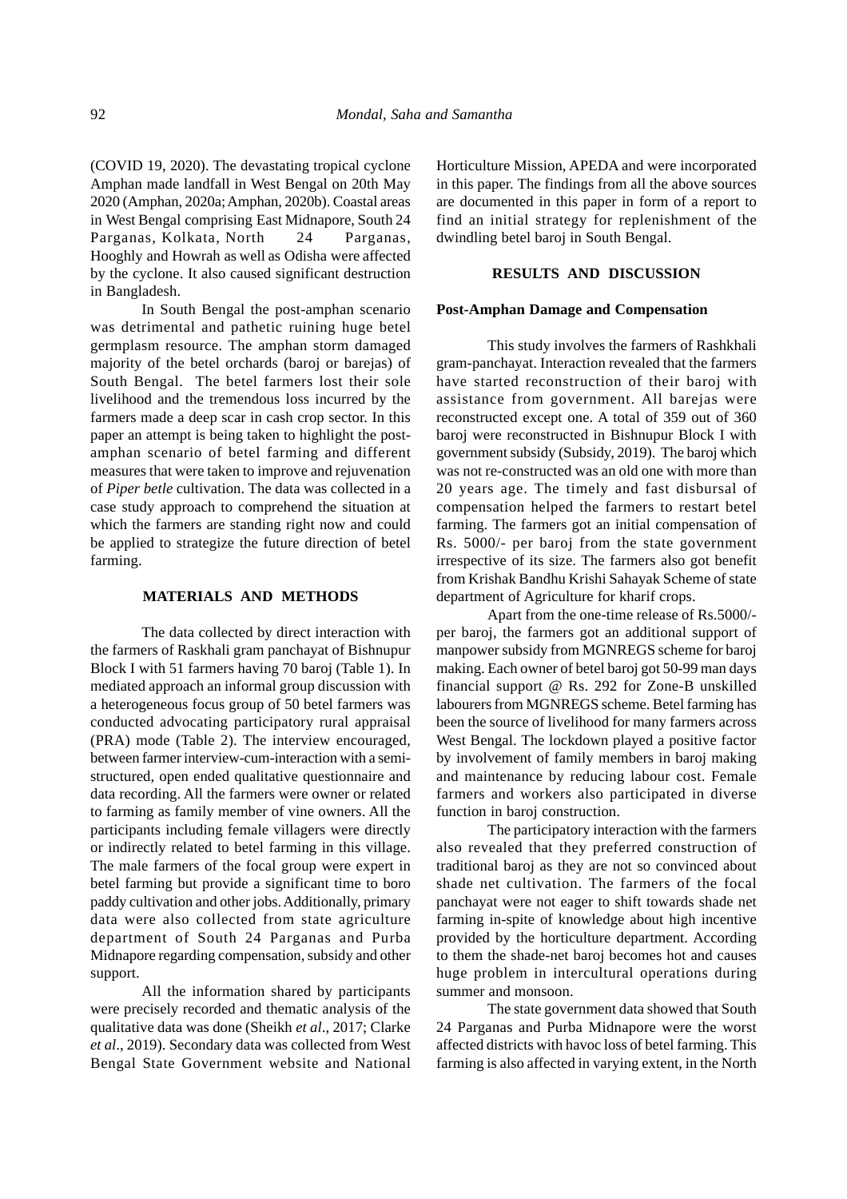(COVID 19, 2020). The devastating tropical cyclone Amphan made landfall in West Bengal on 20th May 2020 (Amphan, 2020a; Amphan, 2020b). Coastal areas in West Bengal comprising East Midnapore, South 24 Parganas, Kolkata, North 24 Parganas, Hooghly and Howrah as well as Odisha were affected by the cyclone. It also caused significant destruction in Bangladesh.

In South Bengal the post-amphan scenario was detrimental and pathetic ruining huge betel germplasm resource. The amphan storm damaged majority of the betel orchards (baroj or barejas) of South Bengal. The betel farmers lost their sole livelihood and the tremendous loss incurred by the farmers made a deep scar in cash crop sector. In this paper an attempt is being taken to highlight the post-amphan scenario of betel farming and different measures that were taken to improve and rejuvenation of *Piper betle* cultivation. The data was collected in a case study approach to comprehend the situation at which the farmers are standing right now and could be applied to strategize the future direction of betel farming.

## MATERIALS AND METHODS

The data collected by direct interaction with the farmers of Raskhali gram panchayat of Bishnupur Block I with 51 farmers having 70 baroj (Table 1). In mediated approach an informal group discussion with a heterogeneous focus group of 50 betel farmers was conducted advocating participatory rural appraisal (PRA) mode (Table 2). The interview encouraged, between farmer interview-cum-interaction with a semi-structured, open ended qualitative questionnaire and data recording. All the farmers were owner or related to farming as family member of vine owners. All the participants including female villagers were directly or indirectly related to betel farming in this village. The male farmers of the focal group were expert in betel farming but provide a significant time to boro paddy cultivation and other jobs. Additionally, primary data were also collected from state agriculture department of South 24 Parganas and Purba Midnapore regarding compensation, subsidy and other support.

All the information shared by participants were precisely recorded and thematic analysis of the qualitative data was done (Sheikh *et al*., 2017; Clarke *et al*., 2019). Secondary data was collected from West Bengal State Government website and National Horticulture Mission, APEDA and were incorporated in this paper. The findings from all the above sources are documented in this paper in form of a report to find an initial strategy for replenishment of the dwindling betel baroj in South Bengal.

## RESULTS AND DISCUSSION

### Post-Amphan Damage and Compensation

This study involves the farmers of Rashkhali gram-panchayat. Interaction revealed that the farmers have started reconstruction of their baroj with assistance from government. All barejas were reconstructed except one. A total of 359 out of 360 baroj were reconstructed in Bishnupur Block I with government subsidy (Subsidy, 2019). The baroj which was not re-constructed was an old one with more than 20 years age. The timely and fast disbursal of compensation helped the farmers to restart betel farming. The farmers got an initial compensation of Rs. 5000/- per baroj from the state government irrespective of its size. The farmers also got benefit from Krishak Bandhu Krishi Sahayak Scheme of state department of Agriculture for kharif crops.

Apart from the one-time release of Rs.5000/- per baroj, the farmers got an additional support of manpower subsidy from MGNREGS scheme for baroj making. Each owner of betel baroj got 50-99 man days financial support @ Rs. 292 for Zone-B unskilled labourers from MGNREGS scheme. Betel farming has been the source of livelihood for many farmers across West Bengal. The lockdown played a positive factor by involvement of family members in baroj making and maintenance by reducing labour cost. Female farmers and workers also participated in diverse function in baroj construction.

The participatory interaction with the farmers also revealed that they preferred construction of traditional baroj as they are not so convinced about shade net cultivation. The farmers of the focal panchayat were not eager to shift towards shade net farming in-spite of knowledge about high incentive provided by the horticulture department. According to them the shade-net baroj becomes hot and causes huge problem in intercultural operations during summer and monsoon.

The state government data showed that South 24 Parganas and Purba Midnapore were the worst affected districts with havoc loss of betel farming. This farming is also affected in varying extent, in the North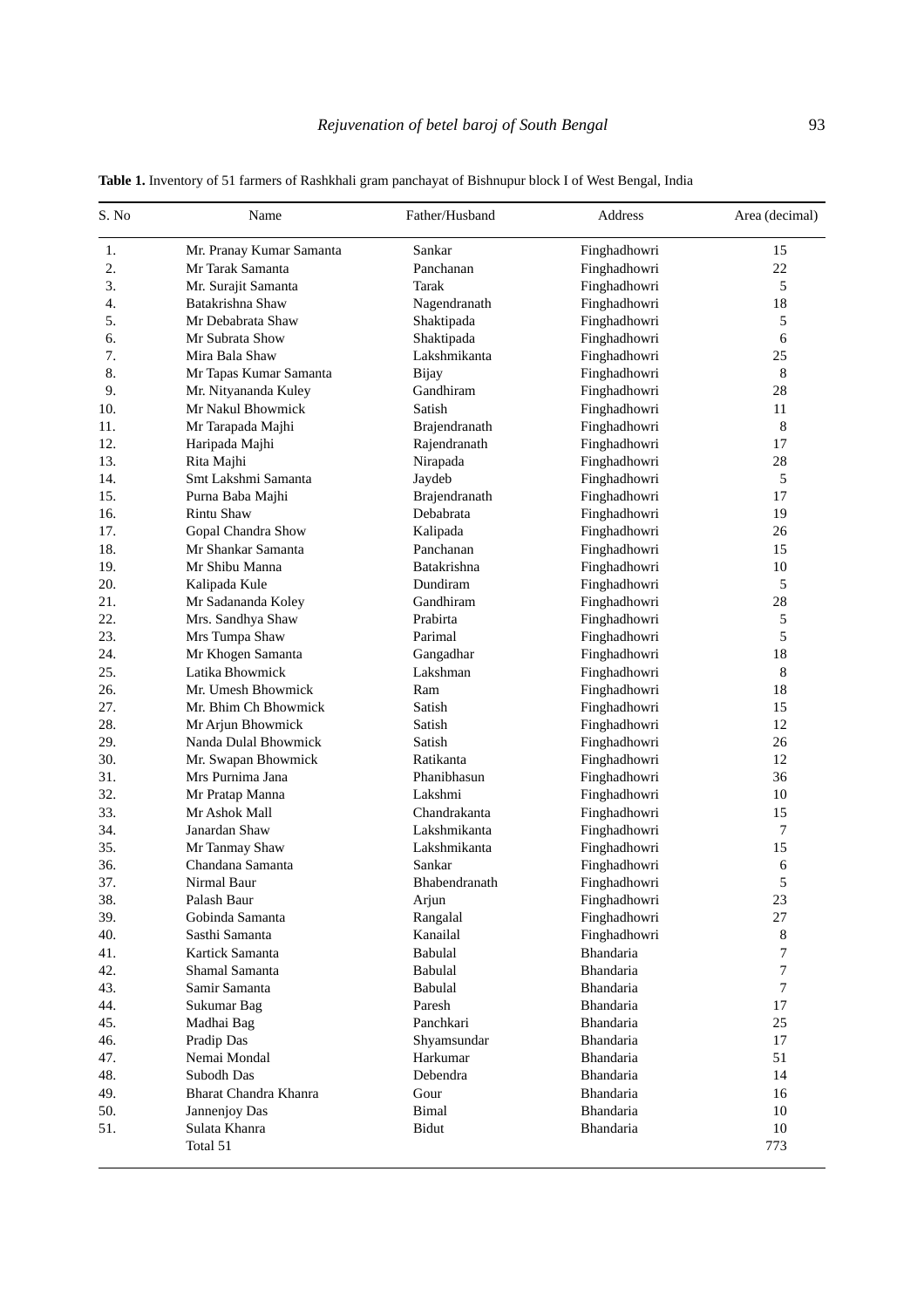**Table 1.** Inventory of 51 farmers of Rashkhali gram panchayat of Bishnupur block I of West Bengal, India

| S. No | Name | Father/Husband | Address | Area (decimal) |
|---|---|---|---|---|
| 1. | Mr. Pranay Kumar Samanta | Sankar | Finghadhowri | 15 |
| 2. | Mr Tarak Samanta | Panchanan | Finghadhowri | 22 |
| 3. | Mr. Surajit Samanta | Tarak | Finghadhowri | 5 |
| 4. | Batakrishna Shaw | Nagendranath | Finghadhowri | 18 |
| 5. | Mr Debabrata Shaw | Shaktipada | Finghadhowri | 5 |
| 6. | Mr Subrata Show | Shaktipada | Finghadhowri | 6 |
| 7. | Mira Bala Shaw | Lakshmikanta | Finghadhowri | 25 |
| 8. | Mr Tapas Kumar Samanta | Bijay | Finghadhowri | 8 |
| 9. | Mr. Nityananda Kuley | Gandhiram | Finghadhowri | 28 |
| 10. | Mr Nakul Bhowmick | Satish | Finghadhowri | 11 |
| 11. | Mr Tarapada Majhi | Brajendranath | Finghadhowri | 8 |
| 12. | Haripada Majhi | Rajendranath | Finghadhowri | 17 |
| 13. | Rita Majhi | Nirapada | Finghadhowri | 28 |
| 14. | Smt Lakshmi Samanta | Jaydeb | Finghadhowri | 5 |
| 15. | Purna Baba Majhi | Brajendranath | Finghadhowri | 17 |
| 16. | Rintu Shaw | Debabrata | Finghadhowri | 19 |
| 17. | Gopal Chandra Show | Kalipada | Finghadhowri | 26 |
| 18. | Mr Shankar Samanta | Panchanan | Finghadhowri | 15 |
| 19. | Mr Shibu Manna | Batakrishna | Finghadhowri | 10 |
| 20. | Kalipada Kule | Dundiram | Finghadhowri | 5 |
| 21. | Mr Sadananda Koley | Gandhiram | Finghadhowri | 28 |
| 22. | Mrs. Sandhya Shaw | Prabirta | Finghadhowri | 5 |
| 23. | Mrs Tumpa Shaw | Parimal | Finghadhowri | 5 |
| 24. | Mr Khogen Samanta | Gangadhar | Finghadhowri | 18 |
| 25. | Latika Bhowmick | Lakshman | Finghadhowri | 8 |
| 26. | Mr. Umesh Bhowmick | Ram | Finghadhowri | 18 |
| 27. | Mr. Bhim Ch Bhowmick | Satish | Finghadhowri | 15 |
| 28. | Mr Arjun Bhowmick | Satish | Finghadhowri | 12 |
| 29. | Nanda Dulal Bhowmick | Satish | Finghadhowri | 26 |
| 30. | Mr. Swapan Bhowmick | Ratikanta | Finghadhowri | 12 |
| 31. | Mrs Purnima Jana | Phanibhasun | Finghadhowri | 36 |
| 32. | Mr Pratap Manna | Lakshmi | Finghadhowri | 10 |
| 33. | Mr Ashok Mall | Chandrakanta | Finghadhowri | 15 |
| 34. | Janardan Shaw | Lakshmikanta | Finghadhowri | 7 |
| 35. | Mr Tanmay Shaw | Lakshmikanta | Finghadhowri | 15 |
| 36. | Chandana Samanta | Sankar | Finghadhowri | 6 |
| 37. | Nirmal Baur | Bhabendranath | Finghadhowri | 5 |
| 38. | Palash Baur | Arjun | Finghadhowri | 23 |
| 39. | Gobinda Samanta | Rangalal | Finghadhowri | 27 |
| 40. | Sasthi Samanta | Kanailal | Finghadhowri | 8 |
| 41. | Kartick Samanta | Babulal | Bhandaria | 7 |
| 42. | Shamal Samanta | Babulal | Bhandaria | 7 |
| 43. | Samir Samanta | Babulal | Bhandaria | 7 |
| 44. | Sukumar Bag | Paresh | Bhandaria | 17 |
| 45. | Madhai Bag | Panchkari | Bhandaria | 25 |
| 46. | Pradip Das | Shyamsundar | Bhandaria | 17 |
| 47. | Nemai Mondal | Harkumar | Bhandaria | 51 |
| 48. | Subodh Das | Debendra | Bhandaria | 14 |
| 49. | Bharat Chandra Khanra | Gour | Bhandaria | 16 |
| 50. | Jannenjoy Das | Bimal | Bhandaria | 10 |
| 51. | Sulata Khanra | Bidut | Bhandaria | 10 |
| | Total 51 | | | 773 |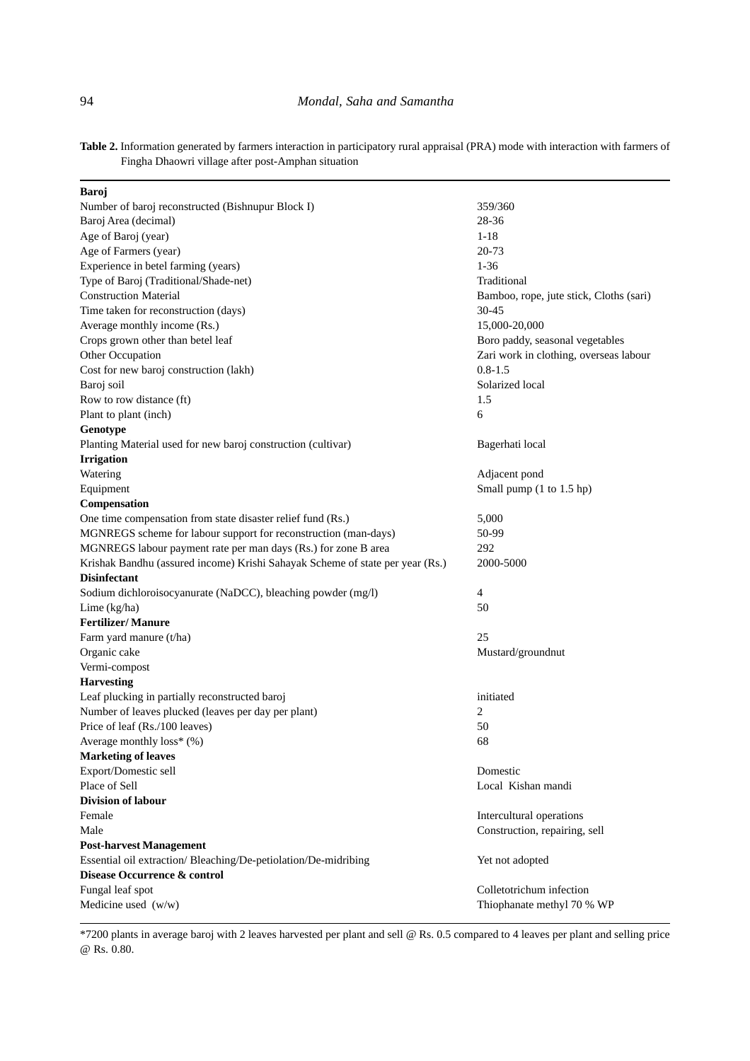**Table 2.** Information generated by farmers interaction in participatory rural appraisal (PRA) mode with interaction with farmers of Fingha Dhaowri village after post-Amphan situation

| | |
|---|---|
| **Baroj** | |
| Number of baroj reconstructed (Bishnupur Block I) | 359/360 |
| Baroj Area (decimal) | 28-36 |
| Age of Baroj (year) | 1-18 |
| Age of Farmers (year) | 20-73 |
| Experience in betel farming (years) | 1-36 |
| Type of Baroj (Traditional/Shade-net) | Traditional |
| Construction Material | Bamboo, rope, jute stick, Cloths (sari) |
| Time taken for reconstruction (days) | 30-45 |
| Average monthly income (Rs.) | 15,000-20,000 |
| Crops grown other than betel leaf | Boro paddy, seasonal vegetables |
| Other Occupation | Zari work in clothing, overseas labour |
| Cost for new baroj construction (lakh) | 0.8-1.5 |
| Baroj soil | Solarized local |
| Row to row distance (ft) | 1.5 |
| Plant to plant (inch) | 6 |
| **Genotype** | |
| Planting Material used for new baroj construction (cultivar) | Bagerhati local |
| **Irrigation** | |
| Watering | Adjacent pond |
| Equipment | Small pump (1 to 1.5 hp) |
| **Compensation** | |
| One time compensation from state disaster relief fund (Rs.) | 5,000 |
| MGNREGS scheme for labour support for reconstruction (man-days) | 50-99 |
| MGNREGS labour payment rate per man days (Rs.) for zone B area | 292 |
| Krishak Bandhu (assured income) Krishi Sahayak Scheme of state per year (Rs.) | 2000-5000 |
| **Disinfectant** | |
| Sodium dichloroisocyanurate (NaDCC), bleaching powder (mg/l) | 4 |
| Lime (kg/ha) | 50 |
| **Fertilizer/ Manure** | |
| Farm yard manure (t/ha) | 25 |
| Organic cake | Mustard/groundnut |
| Vermi-compost | |
| **Harvesting** | |
| Leaf plucking in partially reconstructed baroj | initiated |
| Number of leaves plucked (leaves per day per plant) | 2 |
| Price of leaf (Rs./100 leaves) | 50 |
| Average monthly loss* (%) | 68 |
| **Marketing of leaves** | |
| Export/Domestic sell | Domestic |
| Place of Sell | Local Kishan mandi |
| **Division of labour** | |
| Female | Intercultural operations |
| Male | Construction, repairing, sell |
| **Post-harvest Management** | |
| Essential oil extraction/ Bleaching/De-petiolation/De-midribing | Yet not adopted |
| **Disease Occurrence & control** | |
| Fungal leaf spot | Colletotrichum infection |
| Medicine used (w/w) | Thiophanate methyl 70 % WP |

*7200 plants in average baroj with 2 leaves harvested per plant and sell @ Rs. 0.5 compared to 4 leaves per plant and selling price @ Rs. 0.80.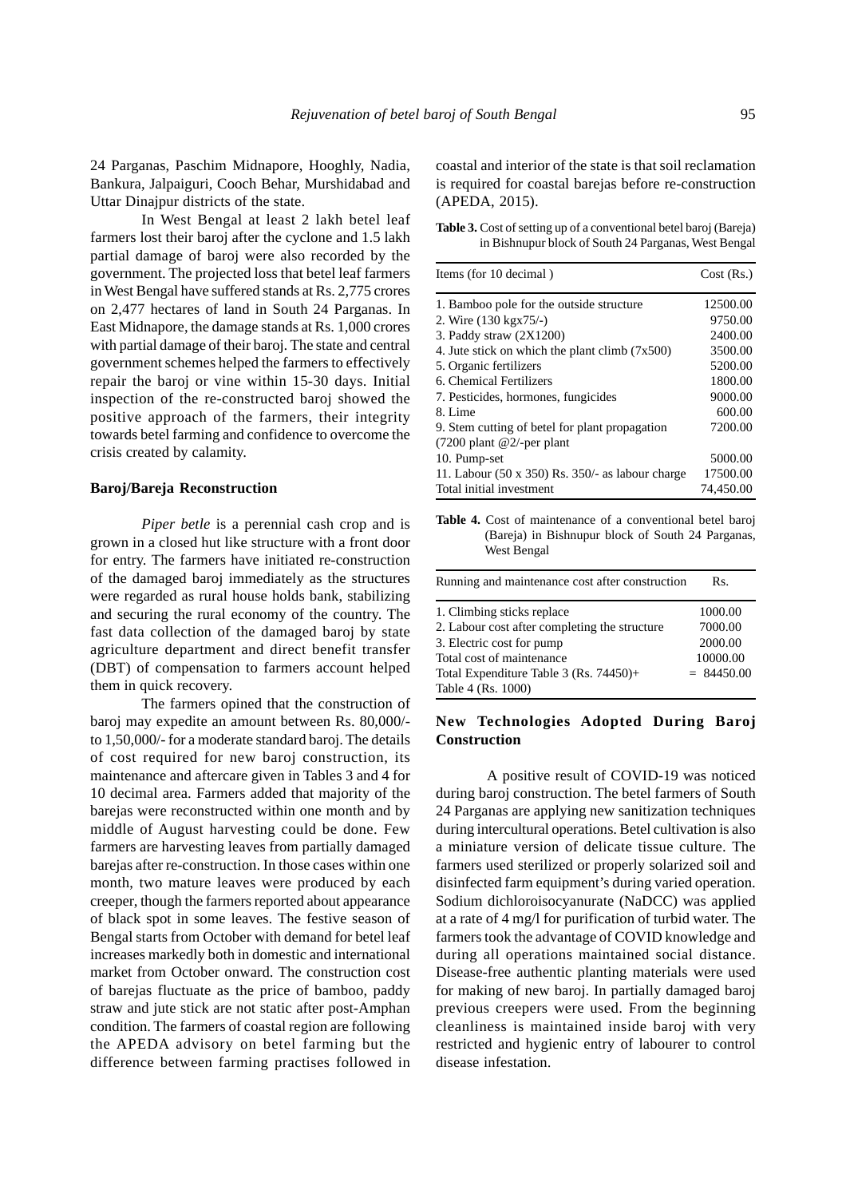24 Parganas, Paschim Midnapore, Hooghly, Nadia, Bankura, Jalpaiguri, Cooch Behar, Murshidabad and Uttar Dinajpur districts of the state.

In West Bengal at least 2 lakh betel leaf farmers lost their baroj after the cyclone and 1.5 lakh partial damage of baroj were also recorded by the government. The projected loss that betel leaf farmers in West Bengal have suffered stands at Rs. 2,775 crores on 2,477 hectares of land in South 24 Parganas. In East Midnapore, the damage stands at Rs. 1,000 crores with partial damage of their baroj. The state and central government schemes helped the farmers to effectively repair the baroj or vine within 15-30 days. Initial inspection of the re-constructed baroj showed the positive approach of the farmers, their integrity towards betel farming and confidence to overcome the crisis created by calamity.

### Baroj/Bareja Reconstruction

*Piper betle* is a perennial cash crop and is grown in a closed hut like structure with a front door for entry. The farmers have initiated re-construction of the damaged baroj immediately as the structures were regarded as rural house holds bank, stabilizing and securing the rural economy of the country. The fast data collection of the damaged baroj by state agriculture department and direct benefit transfer (DBT) of compensation to farmers account helped them in quick recovery.

The farmers opined that the construction of baroj may expedite an amount between Rs. 80,000/- to 1,50,000/- for a moderate standard baroj. The details of cost required for new baroj construction, its maintenance and aftercare given in Tables 3 and 4 for 10 decimal area. Farmers added that majority of the barejas were reconstructed within one month and by middle of August harvesting could be done. Few farmers are harvesting leaves from partially damaged barejas after re-construction. In those cases within one month, two mature leaves were produced by each creeper, though the farmers reported about appearance of black spot in some leaves. The festive season of Bengal starts from October with demand for betel leaf increases markedly both in domestic and international market from October onward. The construction cost of barejas fluctuate as the price of bamboo, paddy straw and jute stick are not static after post-Amphan condition. The farmers of coastal region are following the APEDA advisory on betel farming but the difference between farming practises followed in coastal and interior of the state is that soil reclamation is required for coastal barejas before re-construction (APEDA, 2015).

**Table 3.** Cost of setting up of a conventional betel baroj (Bareja) in Bishnupur block of South 24 Parganas, West Bengal

| Items (for 10 decimal ) | Cost (Rs.) |
|---|---|
| 1. Bamboo pole for the outside structure | 12500.00 |
| 2. Wire (130 kgx75/-) | 9750.00 |
| 3. Paddy straw (2X1200) | 2400.00 |
| 4. Jute stick on which the plant climb (7x500) | 3500.00 |
| 5. Organic fertilizers | 5200.00 |
| 6. Chemical Fertilizers | 1800.00 |
| 7. Pesticides, hormones, fungicides | 9000.00 |
| 8. Lime | 600.00 |
| 9. Stem cutting of betel for plant propagation (7200 plant @2/-per plant | 7200.00 |
| 10. Pump-set | 5000.00 |
| 11. Labour (50 x 350) Rs. 350/- as labour charge | 17500.00 |
| Total initial investment | 74,450.00 |

**Table 4.** Cost of maintenance of a conventional betel baroj (Bareja) in Bishnupur block of South 24 Parganas, West Bengal

| Running and maintenance cost after construction | Rs. |
|---|---|
| 1. Climbing sticks replace | 1000.00 |
| 2. Labour cost after completing the structure | 7000.00 |
| 3. Electric cost for pump | 2000.00 |
| Total cost of maintenance | 10000.00 |
| Total Expenditure Table 3 (Rs. 74450)+ Table 4 (Rs. 1000) | = 84450.00 |

### New Technologies Adopted During Baroj Construction

A positive result of COVID-19 was noticed during baroj construction. The betel farmers of South 24 Parganas are applying new sanitization techniques during intercultural operations. Betel cultivation is also a miniature version of delicate tissue culture. The farmers used sterilized or properly solarized soil and disinfected farm equipment's during varied operation. Sodium dichloroisocyanurate (NaDCC) was applied at a rate of 4 mg/l for purification of turbid water. The farmers took the advantage of COVID knowledge and during all operations maintained social distance. Disease-free authentic planting materials were used for making of new baroj. In partially damaged baroj previous creepers were used. From the beginning cleanliness is maintained inside baroj with very restricted and hygienic entry of labourer to control disease infestation.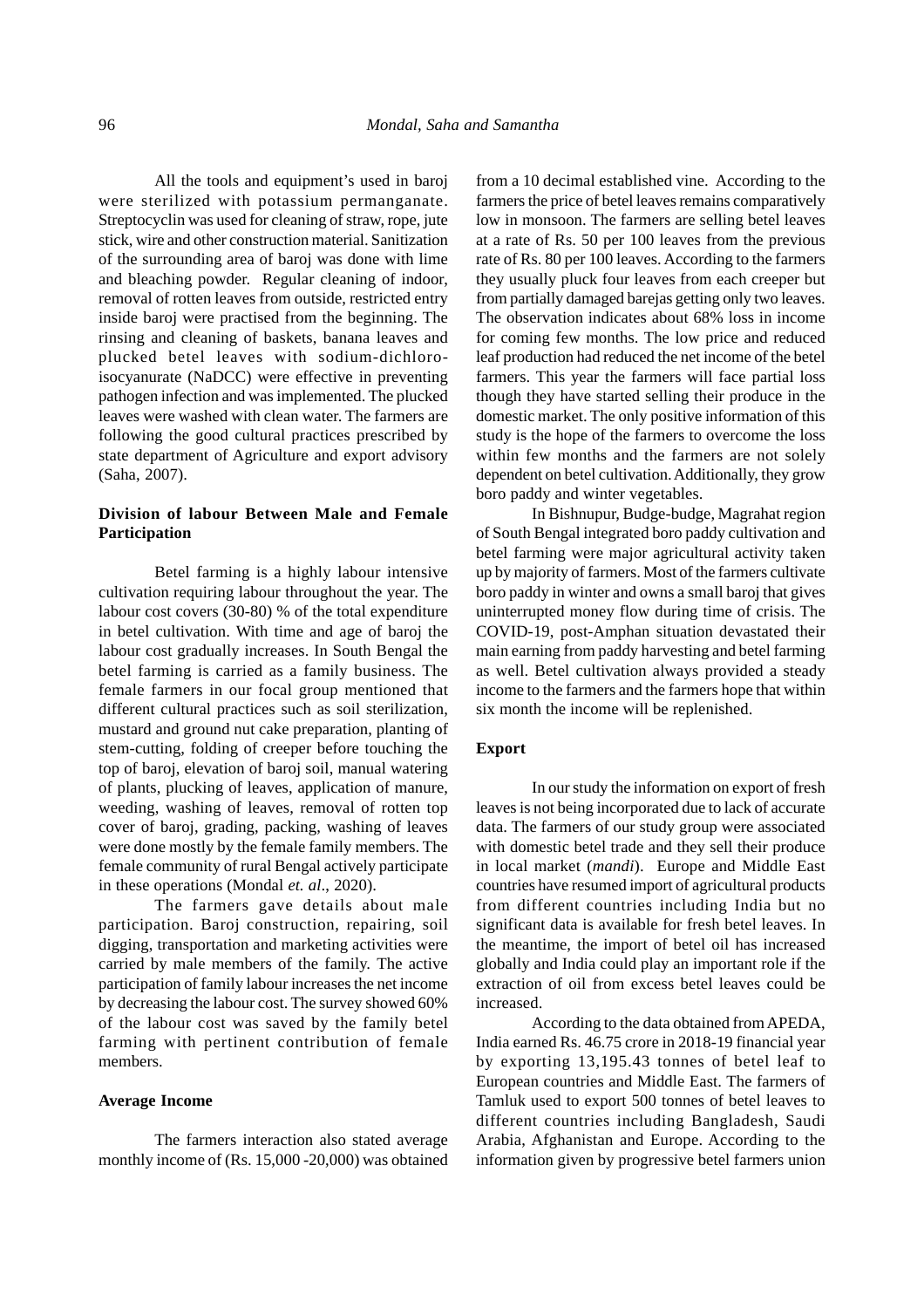All the tools and equipment's used in baroj were sterilized with potassium permanganate. Streptocyclin was used for cleaning of straw, rope, jute stick, wire and other construction material. Sanitization of the surrounding area of baroj was done with lime and bleaching powder. Regular cleaning of indoor, removal of rotten leaves from outside, restricted entry inside baroj were practised from the beginning. The rinsing and cleaning of baskets, banana leaves and plucked betel leaves with sodium-dichloro-isocyanurate (NaDCC) were effective in preventing pathogen infection and was implemented. The plucked leaves were washed with clean water. The farmers are following the good cultural practices prescribed by state department of Agriculture and export advisory (Saha, 2007).

### Division of labour Between Male and Female Participation

Betel farming is a highly labour intensive cultivation requiring labour throughout the year. The labour cost covers (30-80) % of the total expenditure in betel cultivation. With time and age of baroj the labour cost gradually increases. In South Bengal the betel farming is carried as a family business. The female farmers in our focal group mentioned that different cultural practices such as soil sterilization, mustard and ground nut cake preparation, planting of stem-cutting, folding of creeper before touching the top of baroj, elevation of baroj soil, manual watering of plants, plucking of leaves, application of manure, weeding, washing of leaves, removal of rotten top cover of baroj, grading, packing, washing of leaves were done mostly by the female family members. The female community of rural Bengal actively participate in these operations (Mondal *et. al*., 2020).

The farmers gave details about male participation. Baroj construction, repairing, soil digging, transportation and marketing activities were carried by male members of the family. The active participation of family labour increases the net income by decreasing the labour cost. The survey showed 60% of the labour cost was saved by the family betel farming with pertinent contribution of female members.

### Average Income

The farmers interaction also stated average monthly income of (Rs. 15,000 -20,000) was obtained from a 10 decimal established vine. According to the farmers the price of betel leaves remains comparatively low in monsoon. The farmers are selling betel leaves at a rate of Rs. 50 per 100 leaves from the previous rate of Rs. 80 per 100 leaves. According to the farmers they usually pluck four leaves from each creeper but from partially damaged barejas getting only two leaves. The observation indicates about 68% loss in income for coming few months. The low price and reduced leaf production had reduced the net income of the betel farmers. This year the farmers will face partial loss though they have started selling their produce in the domestic market. The only positive information of this study is the hope of the farmers to overcome the loss within few months and the farmers are not solely dependent on betel cultivation. Additionally, they grow boro paddy and winter vegetables.

In Bishnupur, Budge-budge, Magrahat region of South Bengal integrated boro paddy cultivation and betel farming were major agricultural activity taken up by majority of farmers. Most of the farmers cultivate boro paddy in winter and owns a small baroj that gives uninterrupted money flow during time of crisis. The COVID-19, post-Amphan situation devastated their main earning from paddy harvesting and betel farming as well. Betel cultivation always provided a steady income to the farmers and the farmers hope that within six month the income will be replenished.

### Export

In our study the information on export of fresh leaves is not being incorporated due to lack of accurate data. The farmers of our study group were associated with domestic betel trade and they sell their produce in local market (*mandi*). Europe and Middle East countries have resumed import of agricultural products from different countries including India but no significant data is available for fresh betel leaves. In the meantime, the import of betel oil has increased globally and India could play an important role if the extraction of oil from excess betel leaves could be increased.

According to the data obtained from APEDA, India earned Rs. 46.75 crore in 2018-19 financial year by exporting 13,195.43 tonnes of betel leaf to European countries and Middle East. The farmers of Tamluk used to export 500 tonnes of betel leaves to different countries including Bangladesh, Saudi Arabia, Afghanistan and Europe. According to the information given by progressive betel farmers union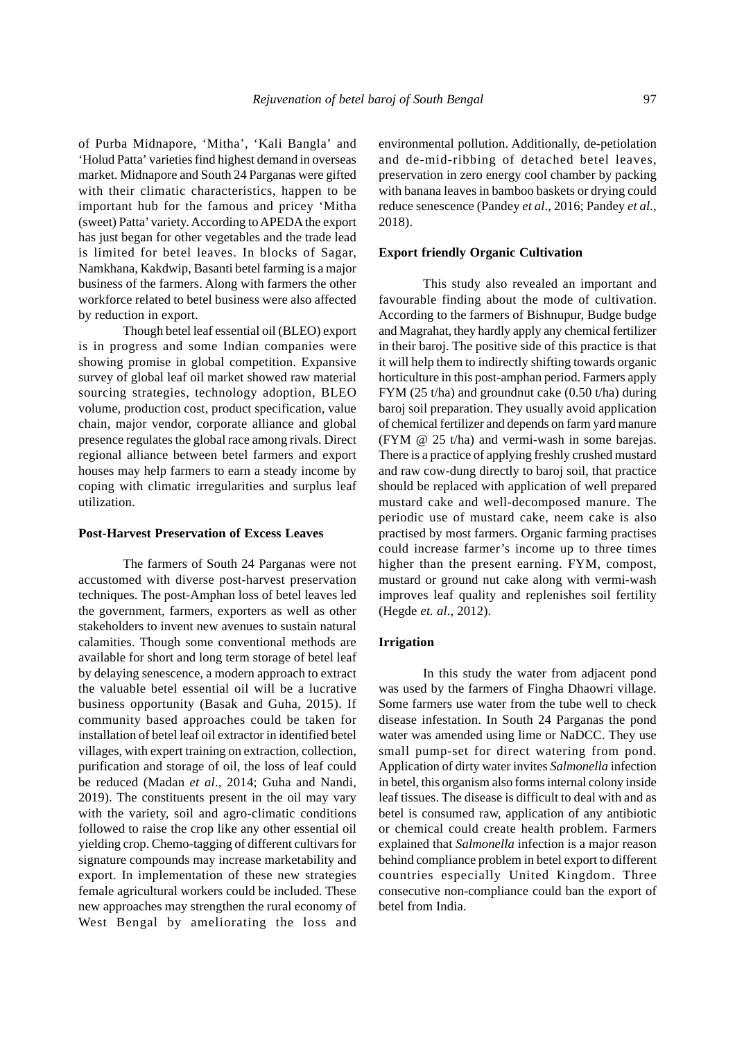of Purba Midnapore, 'Mitha', 'Kali Bangla' and 'Holud Patta' varieties find highest demand in overseas market. Midnapore and South 24 Parganas were gifted with their climatic characteristics, happen to be important hub for the famous and pricey 'Mitha (sweet) Patta' variety. According to APEDA the export has just began for other vegetables and the trade lead is limited for betel leaves. In blocks of Sagar, Namkhana, Kakdwip, Basanti betel farming is a major business of the farmers. Along with farmers the other workforce related to betel business were also affected by reduction in export.

Though betel leaf essential oil (BLEO) export is in progress and some Indian companies were showing promise in global competition. Expansive survey of global leaf oil market showed raw material sourcing strategies, technology adoption, BLEO volume, production cost, product specification, value chain, major vendor, corporate alliance and global presence regulates the global race among rivals. Direct regional alliance between betel farmers and export houses may help farmers to earn a steady income by coping with climatic irregularities and surplus leaf utilization.

**Post-Harvest Preservation of Excess Leaves**

The farmers of South 24 Parganas were not accustomed with diverse post-harvest preservation techniques. The post-Amphan loss of betel leaves led the government, farmers, exporters as well as other stakeholders to invent new avenues to sustain natural calamities. Though some conventional methods are available for short and long term storage of betel leaf by delaying senescence, a modern approach to extract the valuable betel essential oil will be a lucrative business opportunity (Basak and Guha, 2015). If community based approaches could be taken for installation of betel leaf oil extractor in identified betel villages, with expert training on extraction, collection, purification and storage of oil, the loss of leaf could be reduced (Madan *et al*., 2014; Guha and Nandi, 2019). The constituents present in the oil may vary with the variety, soil and agro-climatic conditions followed to raise the crop like any other essential oil yielding crop. Chemo-tagging of different cultivars for signature compounds may increase marketability and export. In implementation of these new strategies female agricultural workers could be included. These new approaches may strengthen the rural economy of West Bengal by ameliorating the loss and environmental pollution. Additionally, de-petiolation and de-mid-ribbing of detached betel leaves, preservation in zero energy cool chamber by packing with banana leaves in bamboo baskets or drying could reduce senescence (Pandey *et al*., 2016; Pandey *et al*., 2018).

**Export friendly Organic Cultivation**

This study also revealed an important and favourable finding about the mode of cultivation. According to the farmers of Bishnupur, Budge budge and Magrahat, they hardly apply any chemical fertilizer in their baroj. The positive side of this practice is that it will help them to indirectly shifting towards organic horticulture in this post-amphan period. Farmers apply FYM (25 t/ha) and groundnut cake (0.50 t/ha) during baroj soil preparation. They usually avoid application of chemical fertilizer and depends on farm yard manure (FYM @ 25 t/ha) and vermi-wash in some barejas. There is a practice of applying freshly crushed mustard and raw cow-dung directly to baroj soil, that practice should be replaced with application of well prepared mustard cake and well-decomposed manure. The periodic use of mustard cake, neem cake is also practised by most farmers. Organic farming practises could increase farmer's income up to three times higher than the present earning. FYM, compost, mustard or ground nut cake along with vermi-wash improves leaf quality and replenishes soil fertility (Hegde *et. al*., 2012).

**Irrigation**

In this study the water from adjacent pond was used by the farmers of Fingha Dhaowri village. Some farmers use water from the tube well to check disease infestation. In South 24 Parganas the pond water was amended using lime or NaDCC. They use small pump-set for direct watering from pond. Application of dirty water invites *Salmonella* infection in betel, this organism also forms internal colony inside leaf tissues. The disease is difficult to deal with and as betel is consumed raw, application of any antibiotic or chemical could create health problem. Farmers explained that *Salmonella* infection is a major reason behind compliance problem in betel export to different countries especially United Kingdom. Three consecutive non-compliance could ban the export of betel from India.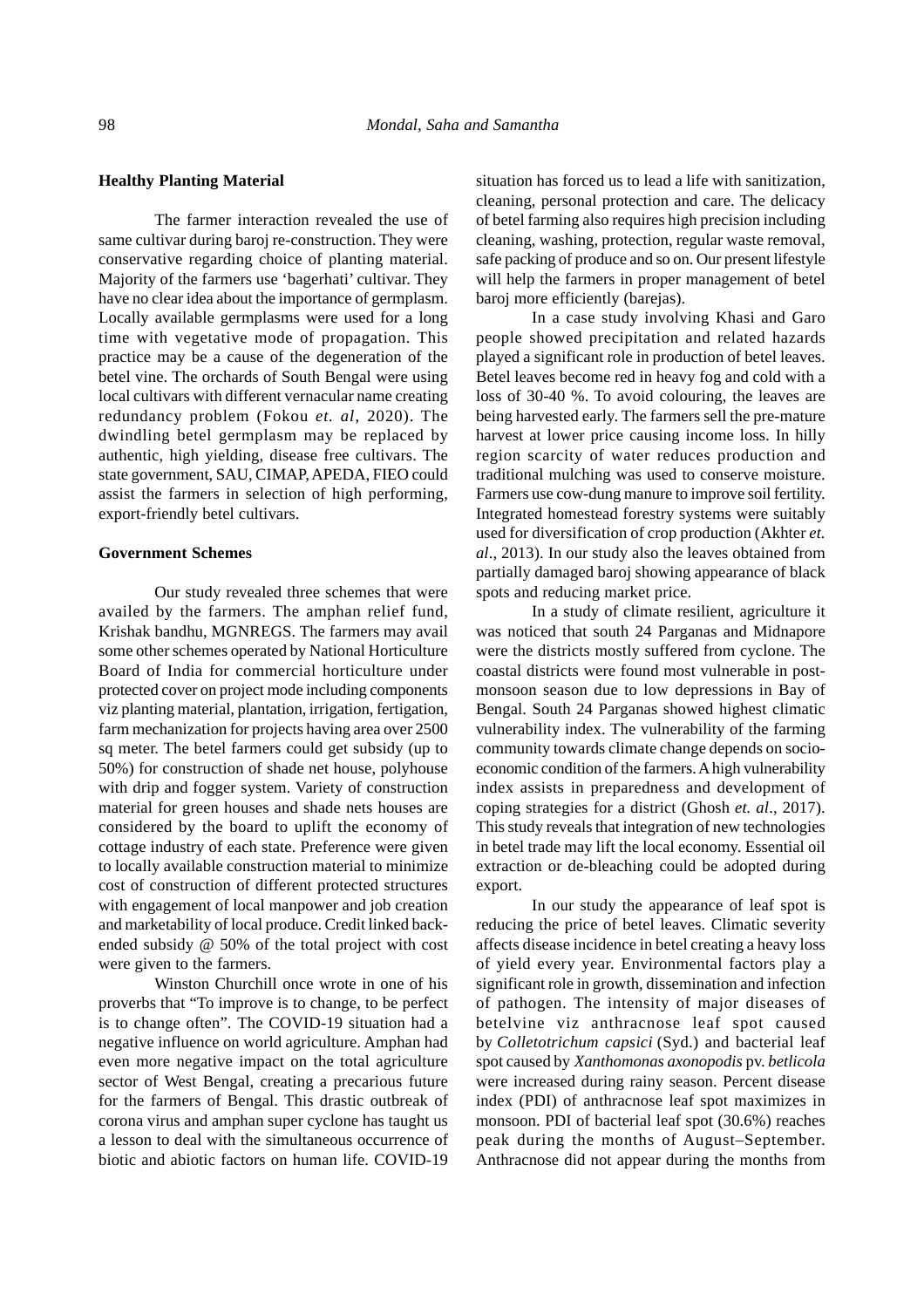**Healthy Planting Material**

The farmer interaction revealed the use of same cultivar during baroj re-construction. They were conservative regarding choice of planting material. Majority of the farmers use 'bagerhati' cultivar. They have no clear idea about the importance of germplasm. Locally available germplasms were used for a long time with vegetative mode of propagation. This practice may be a cause of the degeneration of the betel vine. The orchards of South Bengal were using local cultivars with different vernacular name creating redundancy problem (Fokou *et. al*, 2020). The dwindling betel germplasm may be replaced by authentic, high yielding, disease free cultivars. The state government, SAU, CIMAP, APEDA, FIEO could assist the farmers in selection of high performing, export-friendly betel cultivars.

**Government Schemes**

Our study revealed three schemes that were availed by the farmers. The amphan relief fund, Krishak bandhu, MGNREGS. The farmers may avail some other schemes operated by National Horticulture Board of India for commercial horticulture under protected cover on project mode including components viz planting material, plantation, irrigation, fertigation, farm mechanization for projects having area over 2500 sq meter. The betel farmers could get subsidy (up to 50%) for construction of shade net house, polyhouse with drip and fogger system. Variety of construction material for green houses and shade nets houses are considered by the board to uplift the economy of cottage industry of each state. Preference were given to locally available construction material to minimize cost of construction of different protected structures with engagement of local manpower and job creation and marketability of local produce. Credit linked back-ended subsidy @ 50% of the total project with cost were given to the farmers.

Winston Churchill once wrote in one of his proverbs that "To improve is to change, to be perfect is to change often". The COVID-19 situation had a negative influence on world agriculture. Amphan had even more negative impact on the total agriculture sector of West Bengal, creating a precarious future for the farmers of Bengal. This drastic outbreak of corona virus and amphan super cyclone has taught us a lesson to deal with the simultaneous occurrence of biotic and abiotic factors on human life. COVID-19 situation has forced us to lead a life with sanitization, cleaning, personal protection and care. The delicacy of betel farming also requires high precision including cleaning, washing, protection, regular waste removal, safe packing of produce and so on. Our present lifestyle will help the farmers in proper management of betel baroj more efficiently (barejas).

In a case study involving Khasi and Garo people showed precipitation and related hazards played a significant role in production of betel leaves. Betel leaves become red in heavy fog and cold with a loss of 30-40 %. To avoid colouring, the leaves are being harvested early. The farmers sell the pre-mature harvest at lower price causing income loss. In hilly region scarcity of water reduces production and traditional mulching was used to conserve moisture. Farmers use cow-dung manure to improve soil fertility. Integrated homestead forestry systems were suitably used for diversification of crop production (Akhter *et. al*., 2013). In our study also the leaves obtained from partially damaged baroj showing appearance of black spots and reducing market price.

In a study of climate resilient, agriculture it was noticed that south 24 Parganas and Midnapore were the districts mostly suffered from cyclone. The coastal districts were found most vulnerable in post-monsoon season due to low depressions in Bay of Bengal. South 24 Parganas showed highest climatic vulnerability index. The vulnerability of the farming community towards climate change depends on socio-economic condition of the farmers. A high vulnerability index assists in preparedness and development of coping strategies for a district (Ghosh *et. al*., 2017). This study reveals that integration of new technologies in betel trade may lift the local economy. Essential oil extraction or de-bleaching could be adopted during export.

In our study the appearance of leaf spot is reducing the price of betel leaves. Climatic severity affects disease incidence in betel creating a heavy loss of yield every year. Environmental factors play a significant role in growth, dissemination and infection of pathogen. The intensity of major diseases of betelvine viz anthracnose leaf spot caused by *Colletotrichum capsici* (Syd.) and bacterial leaf spot caused by *Xanthomonas axonopodis* pv. *betlicola* were increased during rainy season. Percent disease index (PDI) of anthracnose leaf spot maximizes in monsoon. PDI of bacterial leaf spot (30.6%) reaches peak during the months of August–September. Anthracnose did not appear during the months from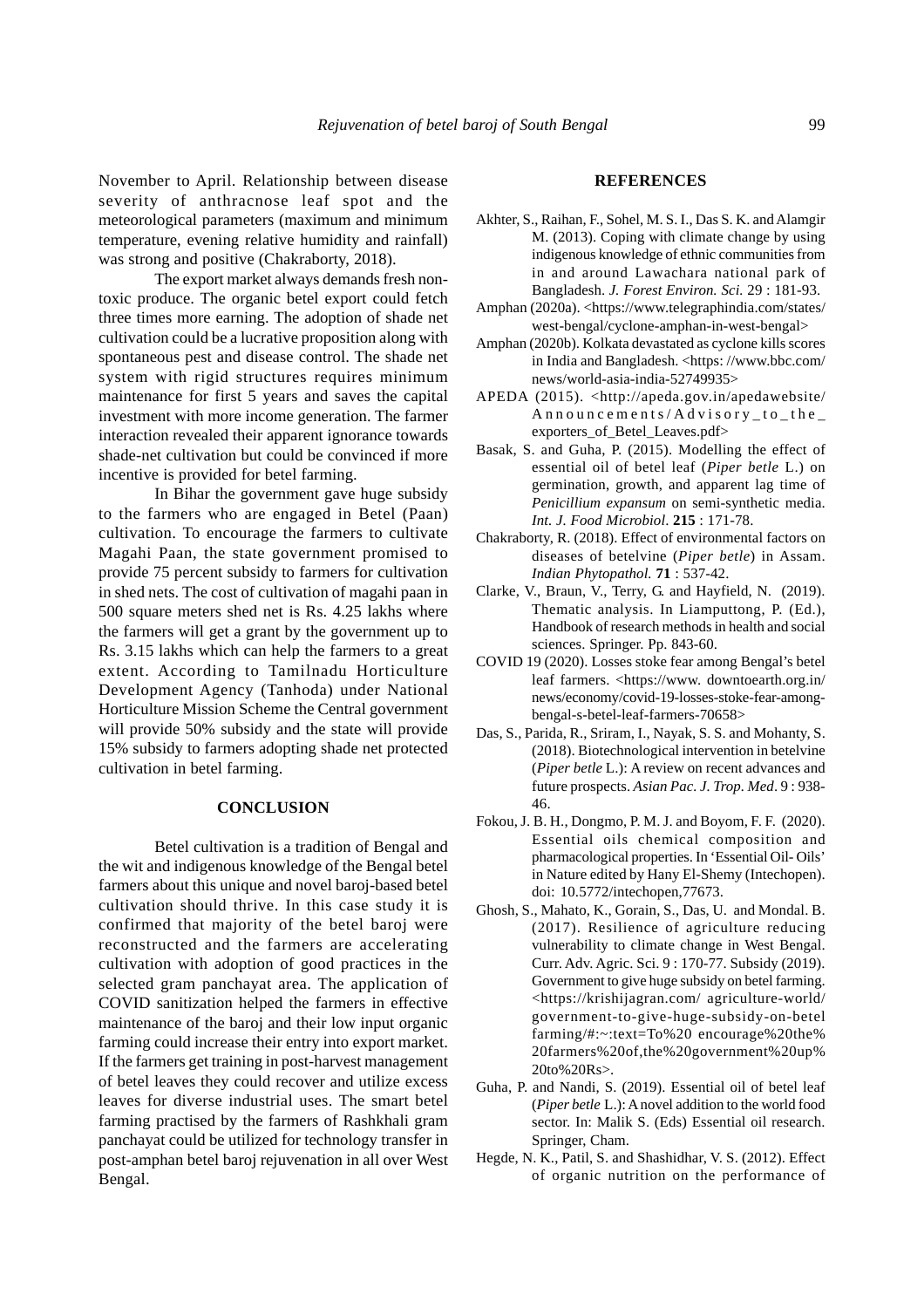November to April. Relationship between disease severity of anthracnose leaf spot and the meteorological parameters (maximum and minimum temperature, evening relative humidity and rainfall) was strong and positive (Chakraborty, 2018).

The export market always demands fresh non-toxic produce. The organic betel export could fetch three times more earning. The adoption of shade net cultivation could be a lucrative proposition along with spontaneous pest and disease control. The shade net system with rigid structures requires minimum maintenance for first 5 years and saves the capital investment with more income generation. The farmer interaction revealed their apparent ignorance towards shade-net cultivation but could be convinced if more incentive is provided for betel farming.

In Bihar the government gave huge subsidy to the farmers who are engaged in Betel (Paan) cultivation. To encourage the farmers to cultivate Magahi Paan, the state government promised to provide 75 percent subsidy to farmers for cultivation in shed nets. The cost of cultivation of magahi paan in 500 square meters shed net is Rs. 4.25 lakhs where the farmers will get a grant by the government up to Rs. 3.15 lakhs which can help the farmers to a great extent. According to Tamilnadu Horticulture Development Agency (Tanhoda) under National Horticulture Mission Scheme the Central government will provide 50% subsidy and the state will provide 15% subsidy to farmers adopting shade net protected cultivation in betel farming.

## CONCLUSION

Betel cultivation is a tradition of Bengal and the wit and indigenous knowledge of the Bengal betel farmers about this unique and novel baroj-based betel cultivation should thrive. In this case study it is confirmed that majority of the betel baroj were reconstructed and the farmers are accelerating cultivation with adoption of good practices in the selected gram panchayat area. The application of COVID sanitization helped the farmers in effective maintenance of the baroj and their low input organic farming could increase their entry into export market. If the farmers get training in post-harvest management of betel leaves they could recover and utilize excess leaves for diverse industrial uses. The smart betel farming practised by the farmers of Rashkhali gram panchayat could be utilized for technology transfer in post-amphan betel baroj rejuvenation in all over West Bengal.

## REFERENCES

Akhter, S., Raihan, F., Sohel, M. S. I., Das S. K. and Alamgir M. (2013). Coping with climate change by using indigenous knowledge of ethnic communities from in and around Lawachara national park of Bangladesh. *J. Forest Environ. Sci.* 29 : 181-93.

Amphan (2020a). <https://www.telegraphindia.com/states/west-bengal/cyclone-amphan-in-west-bengal>

Amphan (2020b). Kolkata devastated as cyclone kills scores in India and Bangladesh. <https: //www.bbc.com/news/world-asia-india-52749935>

APEDA (2015). <http://apeda.gov.in/apedawebsite/Announcements/Advisory_to_the_exporters_of_Betel_Leaves.pdf>

Basak, S. and Guha, P. (2015). Modelling the effect of essential oil of betel leaf (*Piper betle* L.) on germination, growth, and apparent lag time of *Penicillium expansum* on semi-synthetic media. *Int. J. Food Microbiol*. **215** : 171-78.

Chakraborty, R. (2018). Effect of environmental factors on diseases of betelvine (*Piper betle*) in Assam. *Indian Phytopathol.* **71** : 537-42.

Clarke, V., Braun, V., Terry, G. and Hayfield, N. (2019). Thematic analysis. In Liamputtong, P. (Ed.), Handbook of research methods in health and social sciences. Springer. Pp. 843-60.

COVID 19 (2020). Losses stoke fear among Bengal's betel leaf farmers. <https://www. downtoearth.org.in/news/economy/covid-19-losses-stoke-fear-among-bengal-s-betel-leaf-farmers-70658>

Das, S., Parida, R., Sriram, I., Nayak, S. S. and Mohanty, S. (2018). Biotechnological intervention in betelvine (*Piper betle* L.): A review on recent advances and future prospects. *Asian Pac. J. Trop. Med*. 9 : 938-46.

Fokou, J. B. H., Dongmo, P. M. J. and Boyom, F. F. (2020). Essential oils chemical composition and pharmacological properties. In 'Essential Oil- Oils' in Nature edited by Hany El-Shemy (Intechopen). doi: 10.5772/intechopen,77673.

Ghosh, S., Mahato, K., Gorain, S., Das, U. and Mondal. B. (2017). Resilience of agriculture reducing vulnerability to climate change in West Bengal. Curr. Adv. Agric. Sci. 9 : 170-77. Subsidy (2019). Government to give huge subsidy on betel farming. <https://krishijagran.com/ agriculture-world/government-to-give-huge-subsidy-on-betel farming/#:~:text=To%20 encourage%20the%20farmers%20of,the%20government%20up%20to%20Rs>.

Guha, P. and Nandi, S. (2019). Essential oil of betel leaf (*Piper betle* L.): A novel addition to the world food sector. In: Malik S. (Eds) Essential oil research. Springer, Cham.

Hegde, N. K., Patil, S. and Shashidhar, V. S. (2012). Effect of organic nutrition on the performance of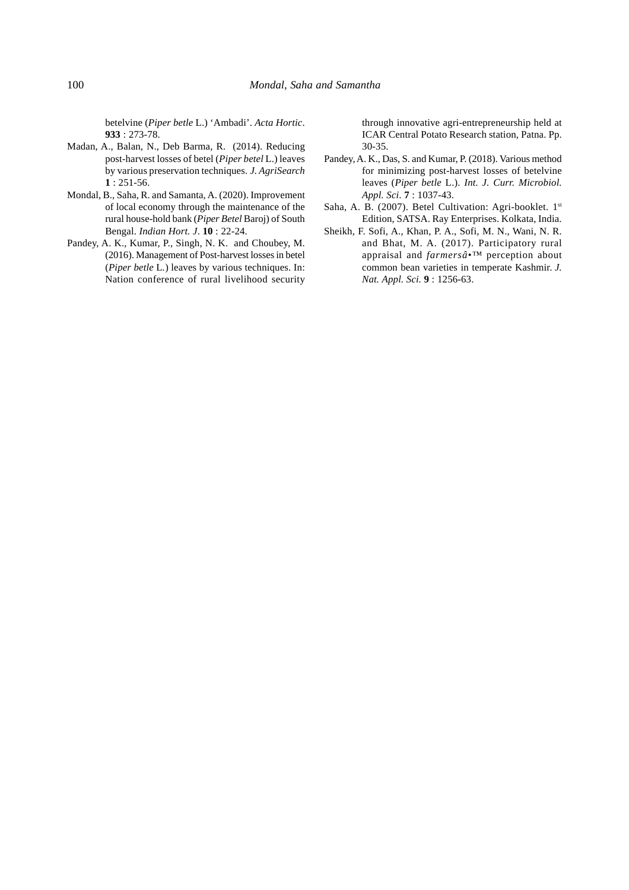betelvine (*Piper betle* L.) 'Ambadi'. *Acta Hortic*. **933** : 273-78.

Madan, A., Balan, N., Deb Barma, R. (2014). Reducing post-harvest losses of betel (*Piper betel* L.) leaves by various preservation techniques. *J. AgriSearch* **1** : 251-56.

Mondal, B., Saha, R. and Samanta, A. (2020). Improvement of local economy through the maintenance of the rural house-hold bank (*Piper Betel* Baroj) of South Bengal. *Indian Hort. J*. **10** : 22-24.

Pandey, A. K., Kumar, P., Singh, N. K. and Choubey, M. (2016). Management of Post-harvest losses in betel (*Piper betle* L.) leaves by various techniques. In: Nation conference of rural livelihood security through innovative agri-entrepreneurship held at ICAR Central Potato Research station, Patna. Pp. 30-35.

Pandey, A. K., Das, S. and Kumar, P. (2018). Various method for minimizing post-harvest losses of betelvine leaves (*Piper betle* L.). *Int. J. Curr. Microbiol. Appl. Sci*. **7** : 1037-43.

Saha, A. B. (2007). Betel Cultivation: Agri-booklet. 1st Edition, SATSA. Ray Enterprises. Kolkata, India.

Sheikh, F. Sofi, A., Khan, P. A., Sofi, M. N., Wani, N. R. and Bhat, M. A. (2017). Participatory rural appraisal and *farmersâ*•™ perception about common bean varieties in temperate Kashmir. *J. Nat. Appl. Sci.* **9** : 1256-63.